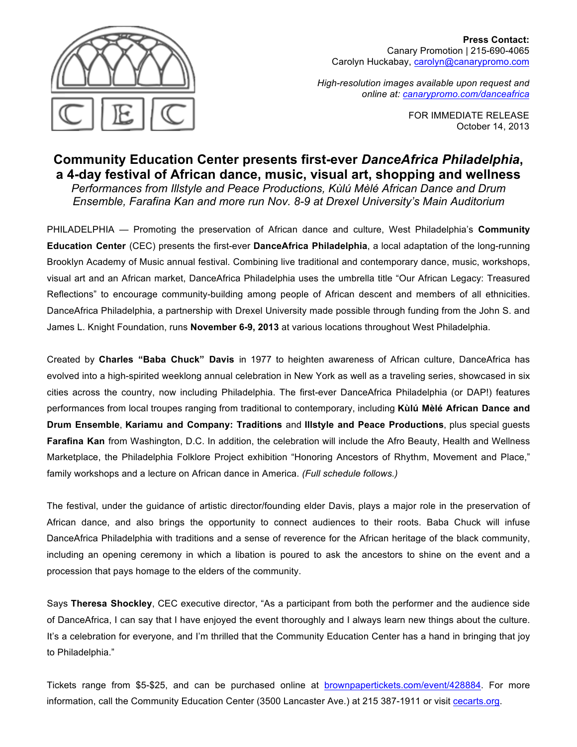**Press Contact:**
Canary Promotion | 215-690-4065
Carolyn Huckabay, carolyn@canarypromo.com

*High-resolution images available upon request and online at: canarypromo.com/danceafrica*

FOR IMMEDIATE RELEASE
October 14, 2013

# Community Education Center presents first-ever *DanceAfrica Philadelphia*, a 4-day festival of African dance, music, visual art, shopping and wellness

*Performances from Illstyle and Peace Productions, Kùlú Mèlé African Dance and Drum Ensemble, Farafina Kan and more run Nov. 8-9 at Drexel University's Main Auditorium*

PHILADELPHIA — Promoting the preservation of African dance and culture, West Philadelphia's **Community Education Center** (CEC) presents the first-ever **DanceAfrica Philadelphia**, a local adaptation of the long-running Brooklyn Academy of Music annual festival. Combining live traditional and contemporary dance, music, workshops, visual art and an African market, DanceAfrica Philadelphia uses the umbrella title "Our African Legacy: Treasured Reflections" to encourage community-building among people of African descent and members of all ethnicities. DanceAfrica Philadelphia, a partnership with Drexel University made possible through funding from the John S. and James L. Knight Foundation, runs **November 6-9, 2013** at various locations throughout West Philadelphia.

Created by **Charles "Baba Chuck" Davis** in 1977 to heighten awareness of African culture, DanceAfrica has evolved into a high-spirited weeklong annual celebration in New York as well as a traveling series, showcased in six cities across the country, now including Philadelphia. The first-ever DanceAfrica Philadelphia (or DAP!) features performances from local troupes ranging from traditional to contemporary, including **Kùlú Mèlé African Dance and Drum Ensemble**, **Kariamu and Company: Traditions** and **Illstyle and Peace Productions**, plus special guests **Farafina Kan** from Washington, D.C. In addition, the celebration will include the Afro Beauty, Health and Wellness Marketplace, the Philadelphia Folklore Project exhibition "Honoring Ancestors of Rhythm, Movement and Place," family workshops and a lecture on African dance in America. *(Full schedule follows.)*

The festival, under the guidance of artistic director/founding elder Davis, plays a major role in the preservation of African dance, and also brings the opportunity to connect audiences to their roots. Baba Chuck will infuse DanceAfrica Philadelphia with traditions and a sense of reverence for the African heritage of the black community, including an opening ceremony in which a libation is poured to ask the ancestors to shine on the event and a procession that pays homage to the elders of the community.

Says **Theresa Shockley**, CEC executive director, "As a participant from both the performer and the audience side of DanceAfrica, I can say that I have enjoyed the event thoroughly and I always learn new things about the culture. It's a celebration for everyone, and I'm thrilled that the Community Education Center has a hand in bringing that joy to Philadelphia."

Tickets range from $5-$25, and can be purchased online at brownpapertickets.com/event/428884. For more information, call the Community Education Center (3500 Lancaster Ave.) at 215 387-1911 or visit cecarts.org.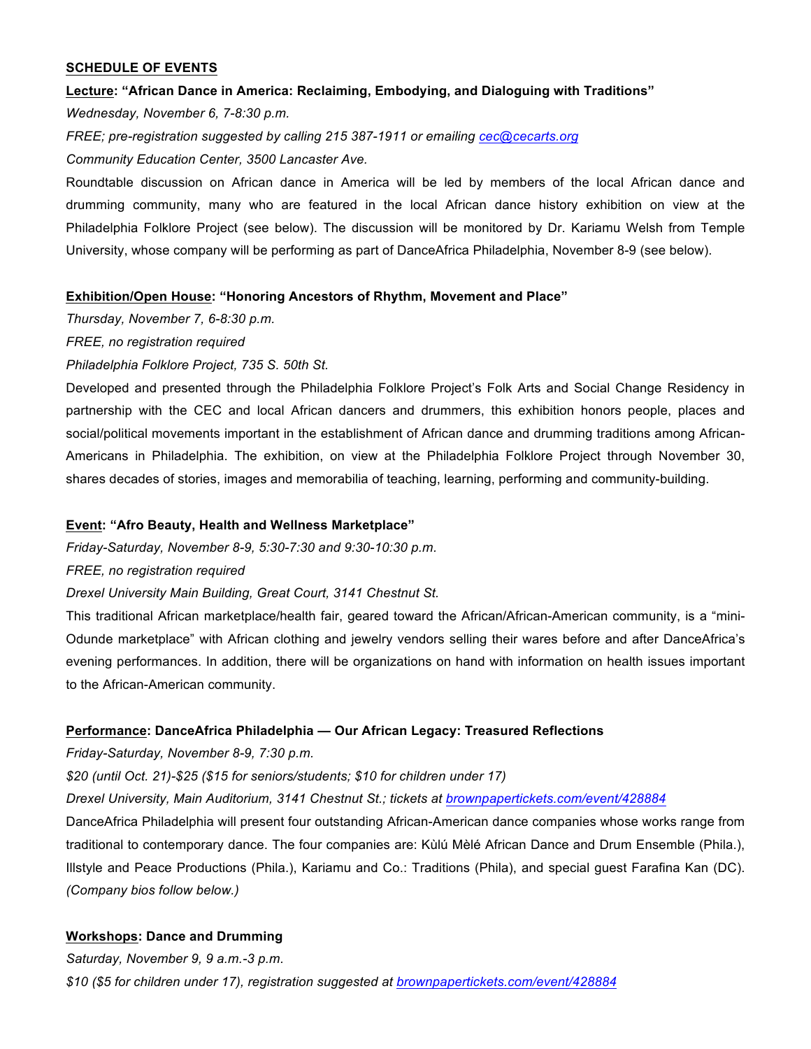## **SCHEDULE OF EVENTS**

**Lecture: "African Dance in America: Reclaiming, Embodying, and Dialoguing with Traditions"**

*Wednesday, November 6, 7-8:30 p.m.*

*FREE; pre-registration suggested by calling 215 387-1911 or emailing cec@cecarts.org*

*Community Education Center, 3500 Lancaster Ave.*

Roundtable discussion on African dance in America will be led by members of the local African dance and drumming community, many who are featured in the local African dance history exhibition on view at the Philadelphia Folklore Project (see below). The discussion will be monitored by Dr. Kariamu Welsh from Temple University, whose company will be performing as part of DanceAfrica Philadelphia, November 8-9 (see below).

**Exhibition/Open House: "Honoring Ancestors of Rhythm, Movement and Place"**

*Thursday, November 7, 6-8:30 p.m.*

*FREE, no registration required*

*Philadelphia Folklore Project, 735 S. 50th St.*

Developed and presented through the Philadelphia Folklore Project's Folk Arts and Social Change Residency in partnership with the CEC and local African dancers and drummers, this exhibition honors people, places and social/political movements important in the establishment of African dance and drumming traditions among African-Americans in Philadelphia. The exhibition, on view at the Philadelphia Folklore Project through November 30, shares decades of stories, images and memorabilia of teaching, learning, performing and community-building.

**Event: "Afro Beauty, Health and Wellness Marketplace"**

*Friday-Saturday, November 8-9, 5:30-7:30 and 9:30-10:30 p.m.*

*FREE, no registration required*

*Drexel University Main Building, Great Court, 3141 Chestnut St.*

This traditional African marketplace/health fair, geared toward the African/African-American community, is a "mini-Odunde marketplace" with African clothing and jewelry vendors selling their wares before and after DanceAfrica's evening performances. In addition, there will be organizations on hand with information on health issues important to the African-American community.

**Performance: DanceAfrica Philadelphia — Our African Legacy: Treasured Reflections**

*Friday-Saturday, November 8-9, 7:30 p.m.*

*$20 (until Oct. 21)-$25 ($15 for seniors/students; $10 for children under 17)*

*Drexel University, Main Auditorium, 3141 Chestnut St.; tickets at brownpapertickets.com/event/428884*

DanceAfrica Philadelphia will present four outstanding African-American dance companies whose works range from traditional to contemporary dance. The four companies are: Kùlú Mèlé African Dance and Drum Ensemble (Phila.), Illstyle and Peace Productions (Phila.), Kariamu and Co.: Traditions (Phila), and special guest Farafina Kan (DC). *(Company bios follow below.)*

**Workshops: Dance and Drumming**

*Saturday, November 9, 9 a.m.-3 p.m.*

*$10 ($5 for children under 17), registration suggested at brownpapertickets.com/event/428884*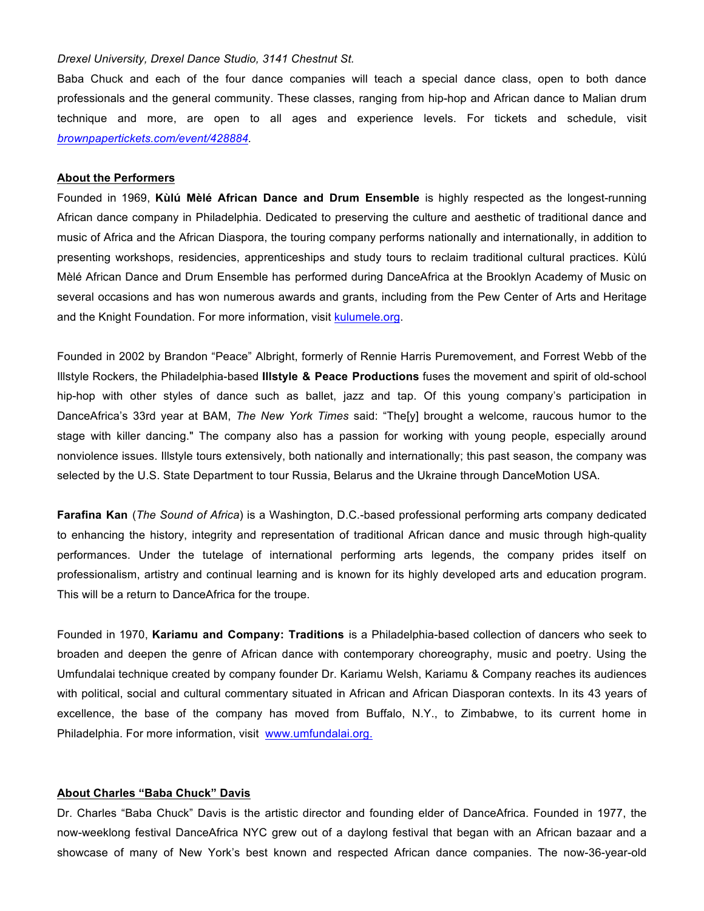*Drexel University, Drexel Dance Studio, 3141 Chestnut St.*

Baba Chuck and each of the four dance companies will teach a special dance class, open to both dance professionals and the general community. These classes, ranging from hip-hop and African dance to Malian drum technique and more, are open to all ages and experience levels. For tickets and schedule, visit *brownpapertickets.com/event/428884*.

**About the Performers**

Founded in 1969, **Kùlú Mèlé African Dance and Drum Ensemble** is highly respected as the longest-running African dance company in Philadelphia. Dedicated to preserving the culture and aesthetic of traditional dance and music of Africa and the African Diaspora, the touring company performs nationally and internationally, in addition to presenting workshops, residencies, apprenticeships and study tours to reclaim traditional cultural practices. Kùlú Mèlé African Dance and Drum Ensemble has performed during DanceAfrica at the Brooklyn Academy of Music on several occasions and has won numerous awards and grants, including from the Pew Center of Arts and Heritage and the Knight Foundation. For more information, visit kulumele.org.

Founded in 2002 by Brandon "Peace" Albright, formerly of Rennie Harris Puremovement, and Forrest Webb of the Illstyle Rockers, the Philadelphia-based **Illstyle & Peace Productions** fuses the movement and spirit of old-school hip-hop with other styles of dance such as ballet, jazz and tap. Of this young company's participation in DanceAfrica's 33rd year at BAM, *The New York Times* said: "The[y] brought a welcome, raucous humor to the stage with killer dancing." The company also has a passion for working with young people, especially around nonviolence issues. Illstyle tours extensively, both nationally and internationally; this past season, the company was selected by the U.S. State Department to tour Russia, Belarus and the Ukraine through DanceMotion USA.

**Farafina Kan** (*The Sound of Africa*) is a Washington, D.C.-based professional performing arts company dedicated to enhancing the history, integrity and representation of traditional African dance and music through high-quality performances. Under the tutelage of international performing arts legends, the company prides itself on professionalism, artistry and continual learning and is known for its highly developed arts and education program. This will be a return to DanceAfrica for the troupe.

Founded in 1970, **Kariamu and Company: Traditions** is a Philadelphia-based collection of dancers who seek to broaden and deepen the genre of African dance with contemporary choreography, music and poetry. Using the Umfundalai technique created by company founder Dr. Kariamu Welsh, Kariamu & Company reaches its audiences with political, social and cultural commentary situated in African and African Diasporan contexts. In its 43 years of excellence, the base of the company has moved from Buffalo, N.Y., to Zimbabwe, to its current home in Philadelphia. For more information, visit www.umfundalai.org.

**About Charles "Baba Chuck" Davis**

Dr. Charles "Baba Chuck" Davis is the artistic director and founding elder of DanceAfrica. Founded in 1977, the now-weeklong festival DanceAfrica NYC grew out of a daylong festival that began with an African bazaar and a showcase of many of New York's best known and respected African dance companies. The now-36-year-old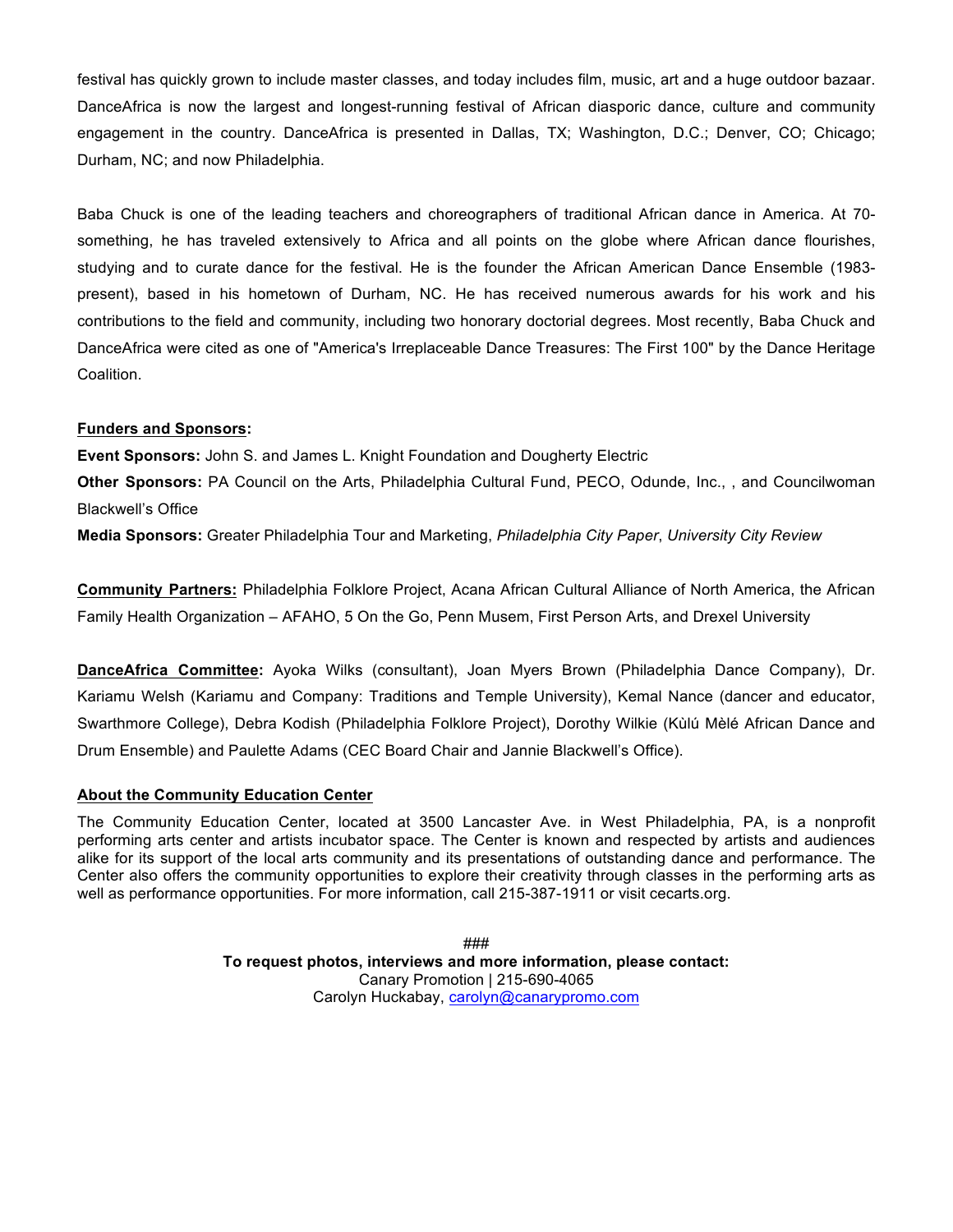festival has quickly grown to include master classes, and today includes film, music, art and a huge outdoor bazaar. DanceAfrica is now the largest and longest-running festival of African diasporic dance, culture and community engagement in the country. DanceAfrica is presented in Dallas, TX; Washington, D.C.; Denver, CO; Chicago; Durham, NC; and now Philadelphia.

Baba Chuck is one of the leading teachers and choreographers of traditional African dance in America. At 70-something, he has traveled extensively to Africa and all points on the globe where African dance flourishes, studying and to curate dance for the festival. He is the founder the African American Dance Ensemble (1983-present), based in his hometown of Durham, NC. He has received numerous awards for his work and his contributions to the field and community, including two honorary doctorial degrees. Most recently, Baba Chuck and DanceAfrica were cited as one of "America's Irreplaceable Dance Treasures: The First 100" by the Dance Heritage Coalition.

**Funders and Sponsors:**

**Event Sponsors:** John S. and James L. Knight Foundation and Dougherty Electric

**Other Sponsors:** PA Council on the Arts, Philadelphia Cultural Fund, PECO, Odunde, Inc., , and Councilwoman Blackwell's Office

**Media Sponsors:** Greater Philadelphia Tour and Marketing, *Philadelphia City Paper*, *University City Review*

**Community Partners:** Philadelphia Folklore Project, Acana African Cultural Alliance of North America, the African Family Health Organization – AFAHO, 5 On the Go, Penn Musem, First Person Arts, and Drexel University

**DanceAfrica Committee:** Ayoka Wilks (consultant), Joan Myers Brown (Philadelphia Dance Company), Dr. Kariamu Welsh (Kariamu and Company: Traditions and Temple University), Kemal Nance (dancer and educator, Swarthmore College), Debra Kodish (Philadelphia Folklore Project), Dorothy Wilkie (Kùlú Mèlé African Dance and Drum Ensemble) and Paulette Adams (CEC Board Chair and Jannie Blackwell's Office).

**About the Community Education Center**

The Community Education Center, located at 3500 Lancaster Ave. in West Philadelphia, PA, is a nonprofit performing arts center and artists incubator space. The Center is known and respected by artists and audiences alike for its support of the local arts community and its presentations of outstanding dance and performance. The Center also offers the community opportunities to explore their creativity through classes in the performing arts as well as performance opportunities. For more information, call 215-387-1911 or visit cecarts.org.

###

**To request photos, interviews and more information, please contact:**

Canary Promotion | 215-690-4065

Carolyn Huckabay, carolyn@canarypromo.com